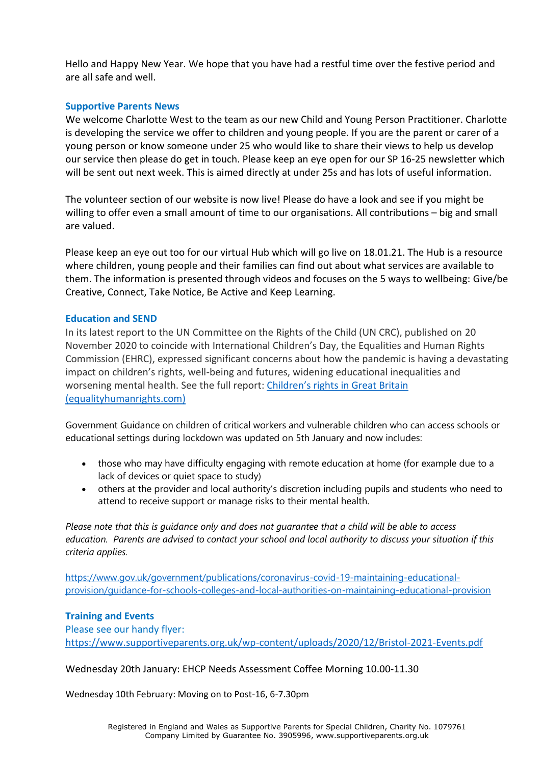Hello and Happy New Year. We hope that you have had a restful time over the festive period and are all safe and well.

## Supportive Parents News

We welcome Charlotte West to the team as our new Child and Young Person Practitioner. Charlotte is developing the service we offer to children and young people. If you are the parent or carer of a young person or know someone under 25 who would like to share their views to help us develop our service then please do get in touch. Please keep an eye open for our SP 16-25 newsletter which will be sent out next week. This is aimed directly at under 25s and has lots of useful information.

The volunteer section of our website is now live! Please do have a look and see if you might be willing to offer even a small amount of time to our organisations. All contributions – big and small are valued.

Please keep an eye out too for our virtual Hub which will go live on 18.01.21. The Hub is a resource where children, young people and their families can find out about what services are available to them. The information is presented through videos and focuses on the 5 ways to wellbeing: Give/be Creative, Connect, Take Notice, Be Active and Keep Learning.

## Education and SEND

In its latest report to the UN Committee on the Rights of the Child (UN CRC), published on 20 November 2020 to coincide with International Children's Day, the Equalities and Human Rights Commission (EHRC), expressed significant concerns about how the pandemic is having a devastating impact on children's rights, well-being and futures, widening educational inequalities and worsening mental health. See the full report: [Children's rights in Great Britain (equalityhumanrights.com)](equalityhumanrights.com)

Government Guidance on children of critical workers and vulnerable children who can access schools or educational settings during lockdown was updated on 5th January and now includes:

- those who may have difficulty engaging with remote education at home (for example due to a lack of devices or quiet space to study)
- others at the provider and local authority's discretion including pupils and students who need to attend to receive support or manage risks to their mental health.

*Please note that this is guidance only and does not guarantee that a child will be able to access education. Parents are advised to contact your school and local authority to discuss your situation if this criteria applies.*

https://www.gov.uk/government/publications/coronavirus-covid-19-maintaining-educational-provision/guidance-for-schools-colleges-and-local-authorities-on-maintaining-educational-provision

## Training and Events

Please see our handy flyer:
https://www.supportiveparents.org.uk/wp-content/uploads/2020/12/Bristol-2021-Events.pdf

Wednesday 20th January: EHCP Needs Assessment Coffee Morning 10.00-11.30

Wednesday 10th February: Moving on to Post-16, 6-7.30pm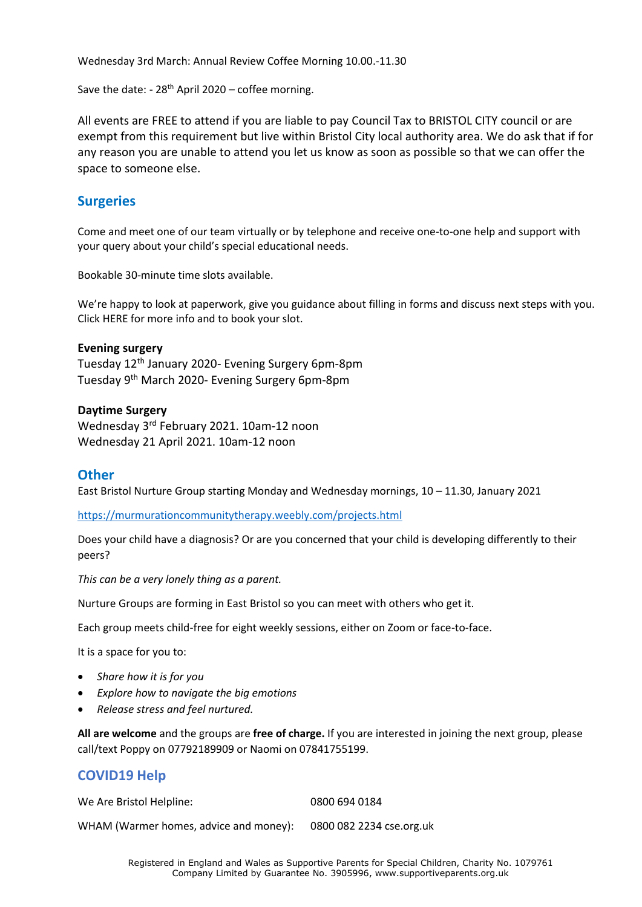Wednesday 3rd March: Annual Review Coffee Morning 10.00.-11.30

Save the date: - 28th April 2020 – coffee morning.

All events are FREE to attend if you are liable to pay Council Tax to BRISTOL CITY council or are exempt from this requirement but live within Bristol City local authority area. We do ask that if for any reason you are unable to attend you let us know as soon as possible so that we can offer the space to someone else.

## Surgeries

Come and meet one of our team virtually or by telephone and receive one-to-one help and support with your query about your child's special educational needs.

Bookable 30-minute time slots available.

We're happy to look at paperwork, give you guidance about filling in forms and discuss next steps with you. Click HERE for more info and to book your slot.

**Evening surgery**
Tuesday 12th January 2020- Evening Surgery 6pm-8pm
Tuesday 9th March 2020- Evening Surgery 6pm-8pm

**Daytime Surgery**
Wednesday 3rd February 2021. 10am-12 noon
Wednesday 21 April 2021. 10am-12 noon

## Other

East Bristol Nurture Group starting Monday and Wednesday mornings, 10 – 11.30, January 2021

https://murmurationcommunitytherapy.weebly.com/projects.html

Does your child have a diagnosis? Or are you concerned that your child is developing differently to their peers?

*This can be a very lonely thing as a parent.*

Nurture Groups are forming in East Bristol so you can meet with others who get it.

Each group meets child-free for eight weekly sessions, either on Zoom or face-to-face.

It is a space for you to:

- *Share how it is for you*
- *Explore how to navigate the big emotions*
- *Release stress and feel nurtured.*

**All are welcome** and the groups are **free of charge.** If you are interested in joining the next group, please call/text Poppy on 07792189909 or Naomi on 07841755199.

## COVID19 Help

| | |
|---|---|
| We Are Bristol Helpline: | 0800 694 0184 |
| WHAM (Warmer homes, advice and money): | 0800 082 2234 cse.org.uk |

Registered in England and Wales as Supportive Parents for Special Children, Charity No. 1079761
Company Limited by Guarantee No. 3905996, www.supportiveparents.org.uk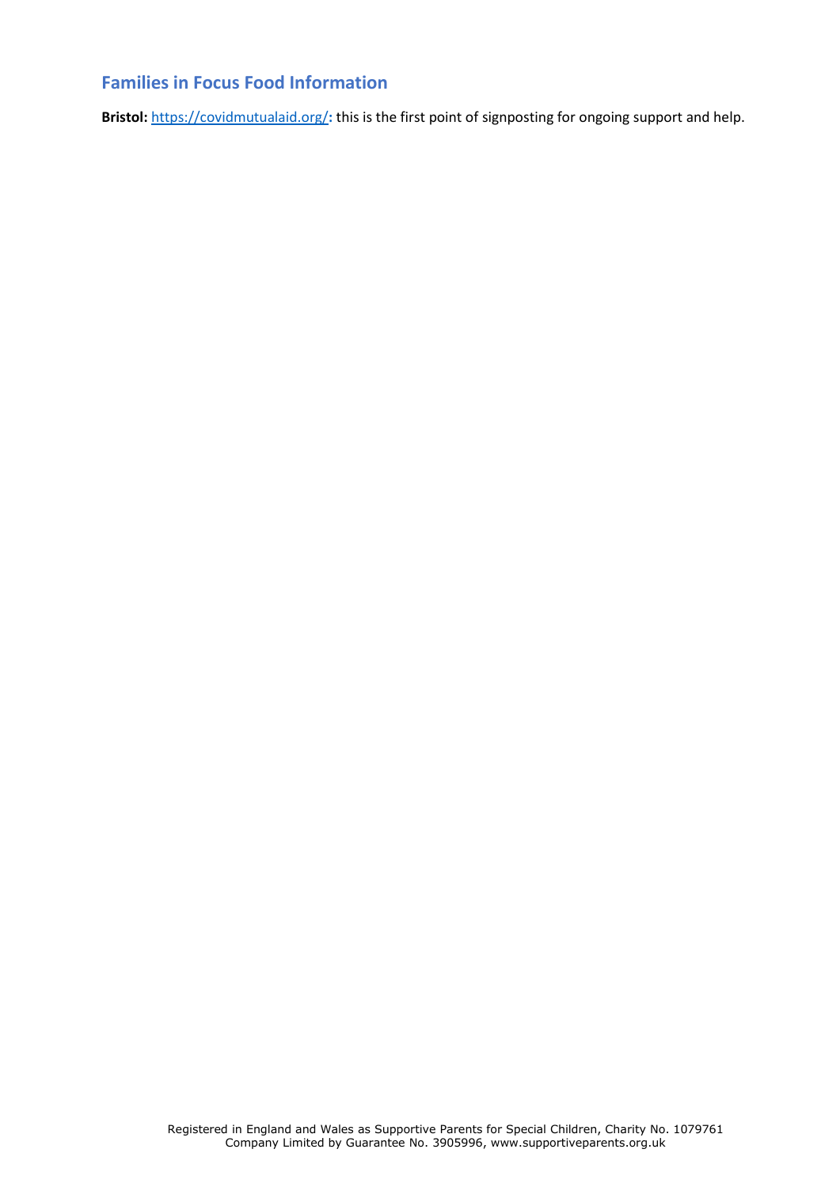## Families in Focus Food Information

**Bristol:** [https://covidmutualaid.org/](https://covidmutualaid.org/)**:** this is the first point of signposting for ongoing support and help.